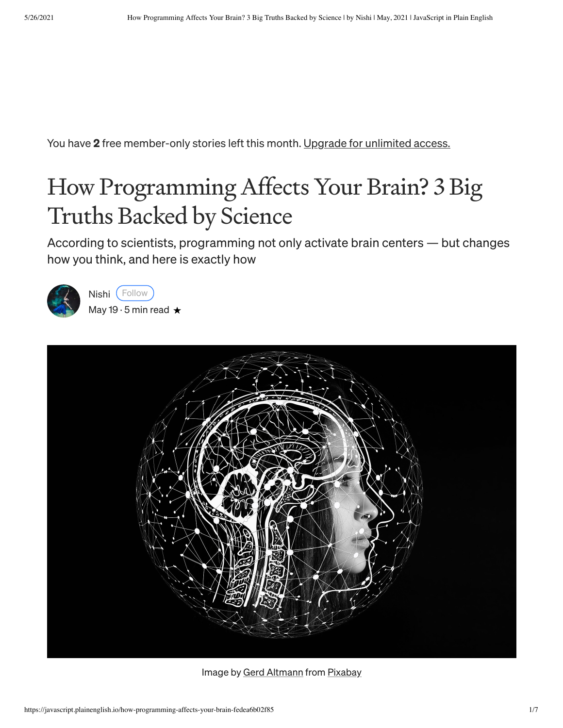You have **2** free member-only stories left this month. Upgrade for unlimited access.

# How Programming Affects Your Brain? 3 Big Truths Backed by Science

According to scientists, programming not only activate brain centers — but changes how you think, and here is exactly how

Nishi Follow

May 19 · 5 min read ★

Image by Gerd Altmann from Pixabay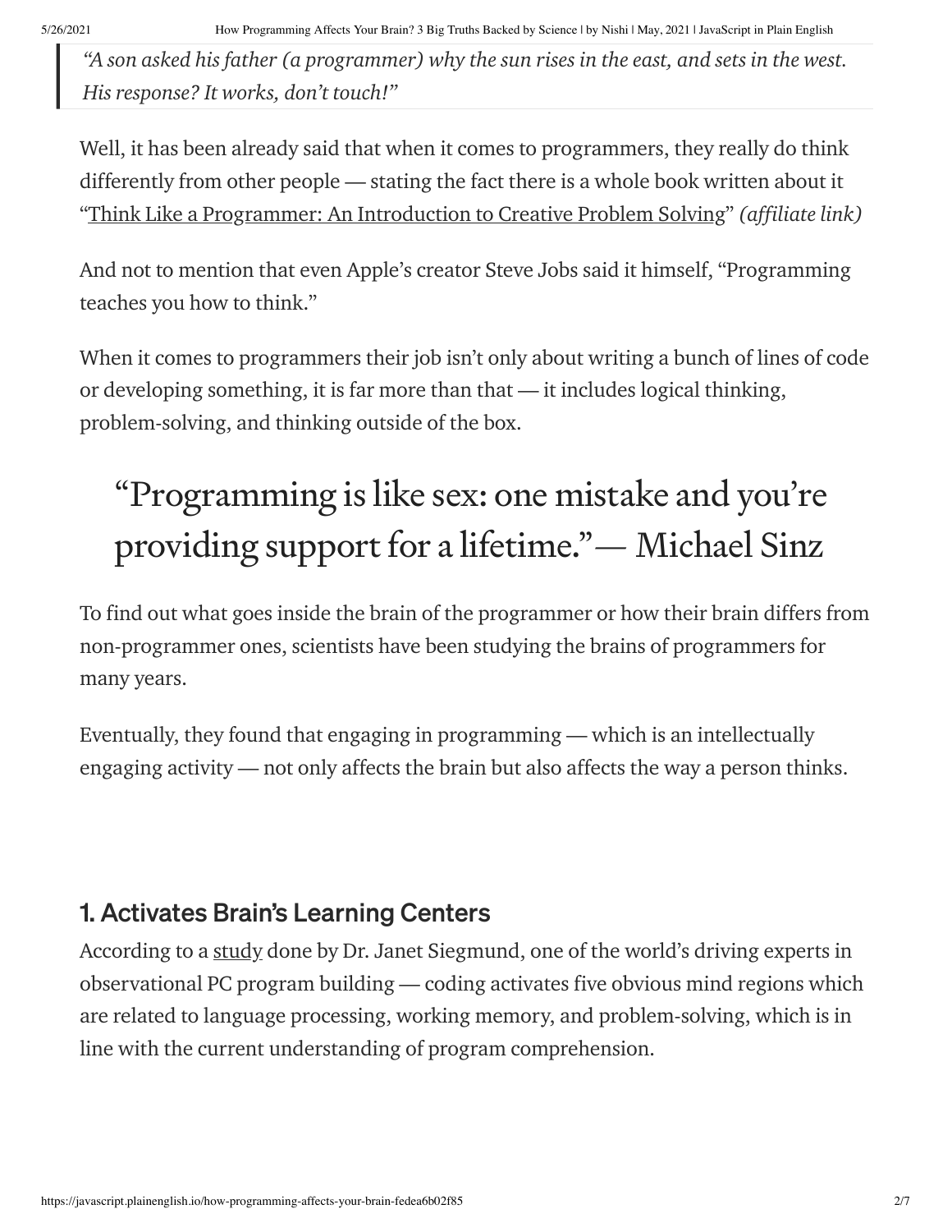> *"A son asked his father (a programmer) why the sun rises in the east, and sets in the west. His response? It works, don't touch!"*

Well, it has been already said that when it comes to programmers, they really do think differently from other people — stating the fact there is a whole book written about it "Think Like a Programmer: An Introduction to Creative Problem Solving" *(affiliate link)*

And not to mention that even Apple's creator Steve Jobs said it himself, "Programming teaches you how to think."

When it comes to programmers their job isn't only about writing a bunch of lines of code or developing something, it is far more than that — it includes logical thinking, problem-solving, and thinking outside of the box.

> "Programming is like sex: one mistake and you're providing support for a lifetime." — Michael Sinz

To find out what goes inside the brain of the programmer or how their brain differs from non-programmer ones, scientists have been studying the brains of programmers for many years.

Eventually, they found that engaging in programming — which is an intellectually engaging activity — not only affects the brain but also affects the way a person thinks.

### 1. Activates Brain's Learning Centers

According to a study done by Dr. Janet Siegmund, one of the world's driving experts in observational PC program building — coding activates five obvious mind regions which are related to language processing, working memory, and problem-solving, which is in line with the current understanding of program comprehension.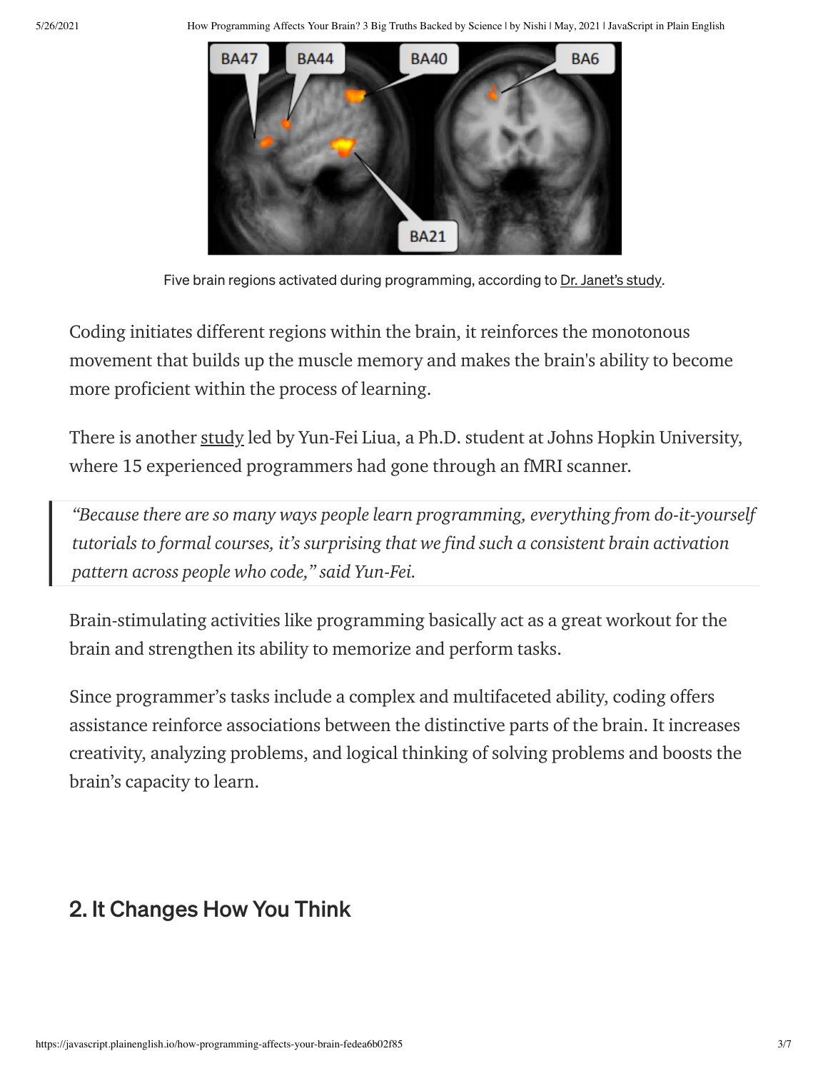Five brain regions activated during programming, according to Dr. Janet's study.

Coding initiates different regions within the brain, it reinforces the monotonous movement that builds up the muscle memory and makes the brain's ability to become more proficient within the process of learning.

There is another study led by Yun-Fei Liua, a Ph.D. student at Johns Hopkin University, where 15 experienced programmers had gone through an fMRI scanner.

> *"Because there are so many ways people learn programming, everything from do-it-yourself tutorials to formal courses, it's surprising that we find such a consistent brain activation pattern across people who code," said Yun-Fei.*

Brain-stimulating activities like programming basically act as a great workout for the brain and strengthen its ability to memorize and perform tasks.

Since programmer's tasks include a complex and multifaceted ability, coding offers assistance reinforce associations between the distinctive parts of the brain. It increases creativity, analyzing problems, and logical thinking of solving problems and boosts the brain's capacity to learn.

## 2. It Changes How You Think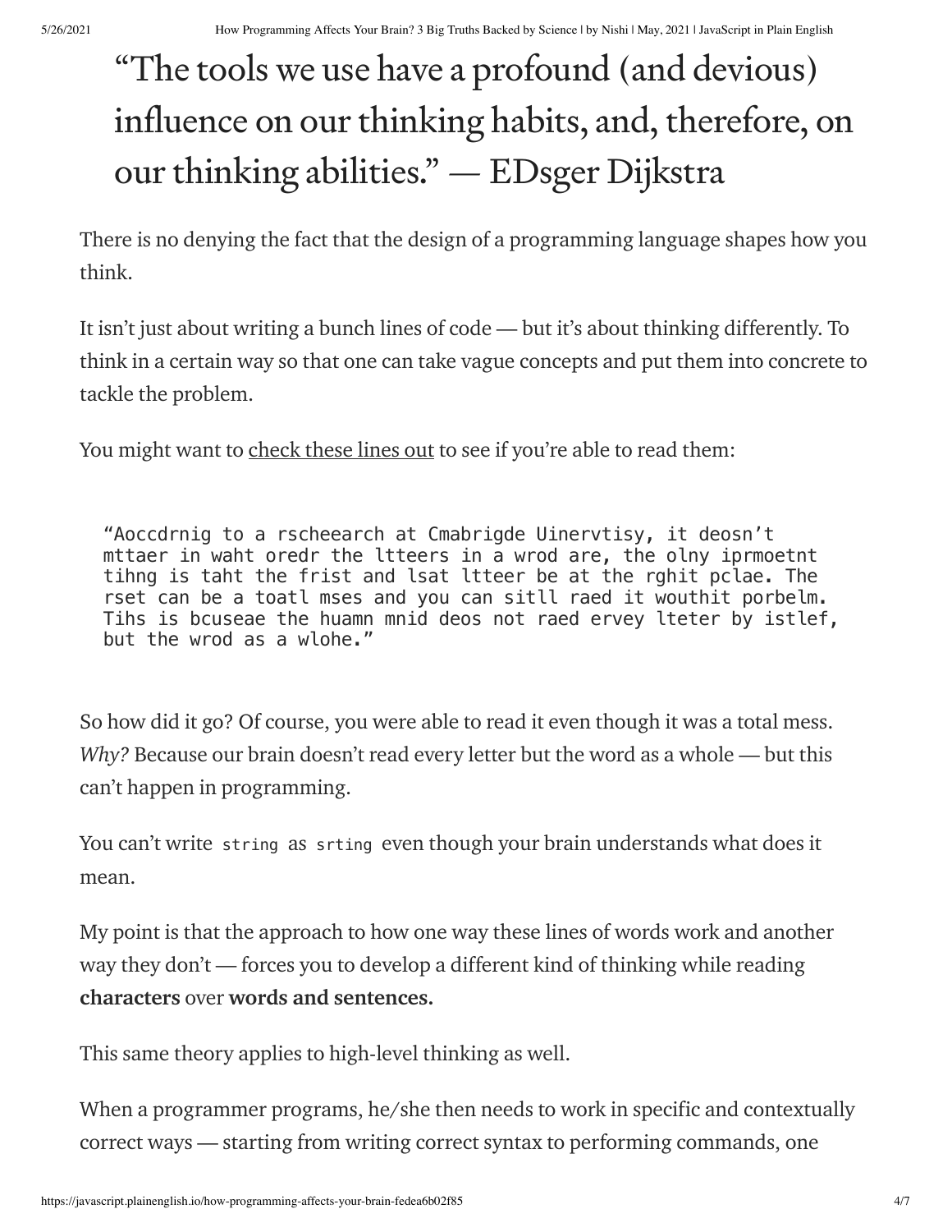> “The tools we use have a profound (and devious) influence on our thinking habits, and, therefore, on our thinking abilities.” — EDsger Dijkstra

There is no denying the fact that the design of a programming language shapes how you think.

It isn’t just about writing a bunch lines of code — but it’s about thinking differently. To think in a certain way so that one can take vague concepts and put them into concrete to tackle the problem.

You might want to check these lines out to see if you’re able to read them:

```
“Aoccdrnig to a rscheearch at Cmabrigde Uinervtisy, it deosn’t
mttaer in waht oredr the ltteers in a wrod are, the olny iprmoetnt
tihng is taht the frist and lsat ltteer be at the rghit pclae. The
rset can be a toatl mses and you can sitll raed it wouthit porbelm.
Tihs is bcuseae the huamn mnid deos not raed ervey lteter by istlef,
but the wrod as a wlohe.”
```

So how did it go? Of course, you were able to read it even though it was a total mess. *Why?* Because our brain doesn’t read every letter but the word as a whole — but this can’t happen in programming.

You can’t write `string` as `srting` even though your brain understands what does it mean.

My point is that the approach to how one way these lines of words work and another way they don’t — forces you to develop a different kind of thinking while reading **characters** over **words and sentences.**

This same theory applies to high-level thinking as well.

When a programmer programs, he/she then needs to work in specific and contextually correct ways — starting from writing correct syntax to performing commands, one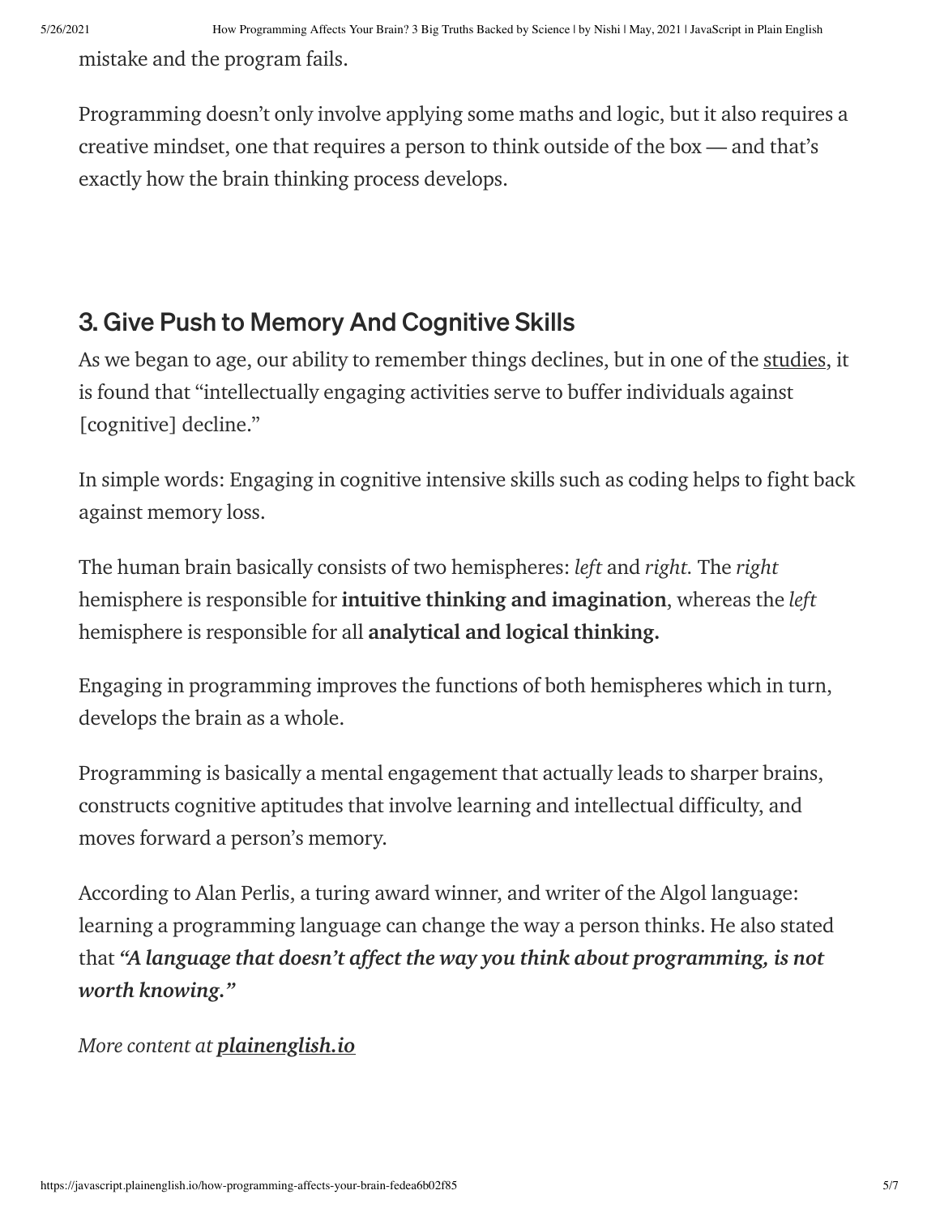mistake and the program fails.

Programming doesn't only involve applying some maths and logic, but it also requires a creative mindset, one that requires a person to think outside of the box — and that's exactly how the brain thinking process develops.

## 3. Give Push to Memory And Cognitive Skills

As we began to age, our ability to remember things declines, but in one of the studies, it is found that "intellectually engaging activities serve to buffer individuals against [cognitive] decline."

In simple words: Engaging in cognitive intensive skills such as coding helps to fight back against memory loss.

The human brain basically consists of two hemispheres: *left* and *right*. The *right* hemisphere is responsible for **intuitive thinking and imagination**, whereas the *left* hemisphere is responsible for all **analytical and logical thinking.**

Engaging in programming improves the functions of both hemispheres which in turn, develops the brain as a whole.

Programming is basically a mental engagement that actually leads to sharper brains, constructs cognitive aptitudes that involve learning and intellectual difficulty, and moves forward a person's memory.

According to Alan Perlis, a turing award winner, and writer of the Algol language: learning a programming language can change the way a person thinks. He also stated that ***"A language that doesn't affect the way you think about programming, is not worth knowing."***

*More content at* ***plainenglish.io***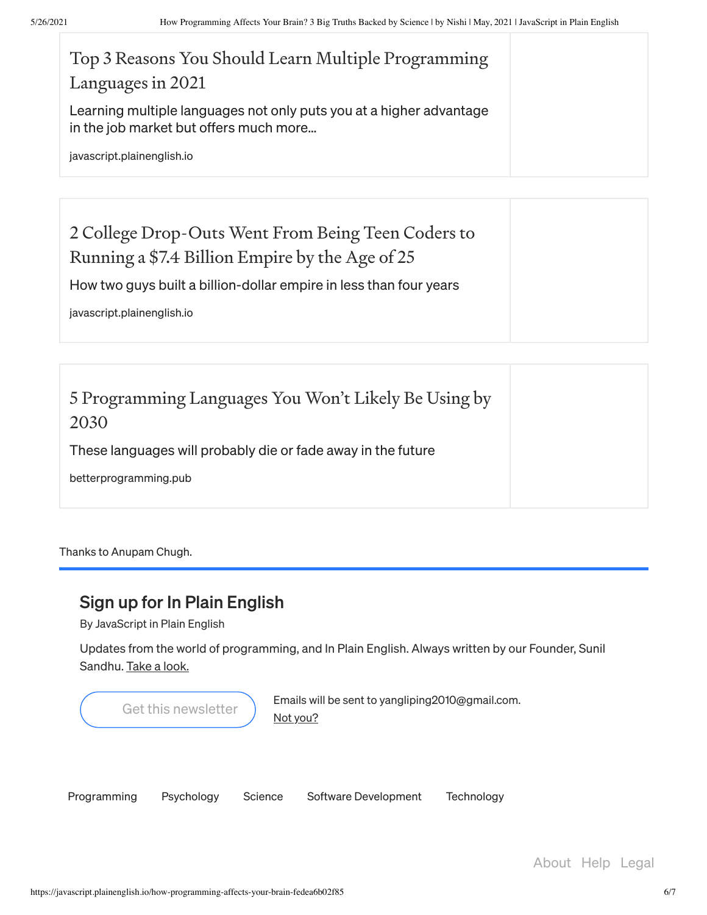**Top 3 Reasons You Should Learn Multiple Programming Languages in 2021**

Learning multiple languages not only puts you at a higher advantage in the job market but offers much more…

javascript.plainenglish.io

**2 College Drop-Outs Went From Being Teen Coders to Running a $7.4 Billion Empire by the Age of 25**

How two guys built a billion-dollar empire in less than four years

javascript.plainenglish.io

**5 Programming Languages You Won't Likely Be Using by 2030**

These languages will probably die or fade away in the future

betterprogramming.pub

Thanks to Anupam Chugh.

---

## Sign up for In Plain English

By JavaScript in Plain English

Updates from the world of programming, and In Plain English. Always written by our Founder, Sunil Sandhu. Take a look.

Get this newsletter

Emails will be sent to yangliping2010@gmail.com.
Not you?

Programming    Psychology    Science    Software Development    Technology

About    Help    Legal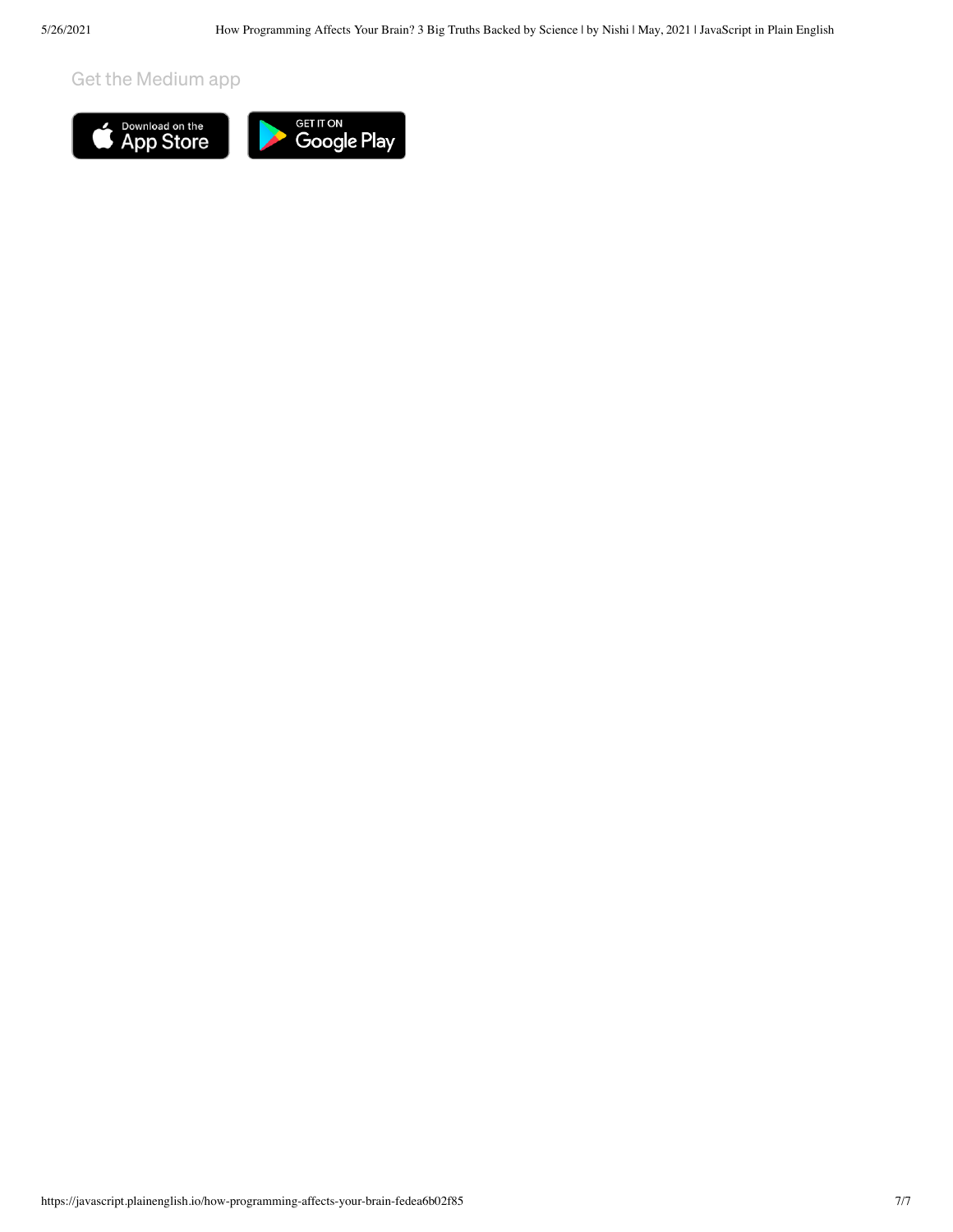Get the Medium app

Download on the App Store

GET IT ON Google Play